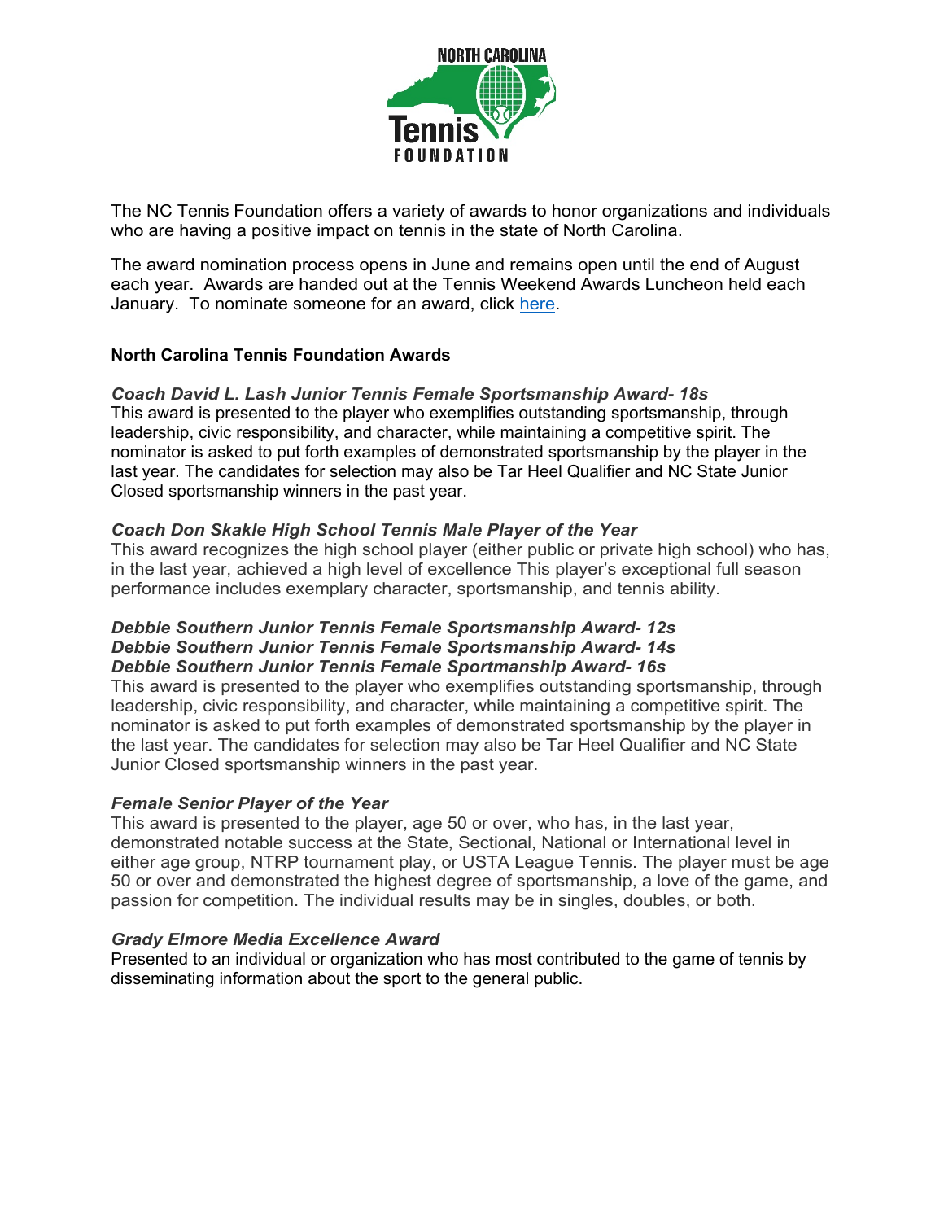The NC Tennis Foundation offers a variety of awards to honor organizations and individuals who are having a positive impact on tennis in the state of North Carolina.

The award nomination process opens in June and remains open until the end of August each year. Awards are handed out at the Tennis Weekend Awards Luncheon held each January. To nominate someone for an award, click [here](#).

**North Carolina Tennis Foundation Awards**

***Coach David L. Lash Junior Tennis Female Sportsmanship Award- 18s***

This award is presented to the player who exemplifies outstanding sportsmanship, through leadership, civic responsibility, and character, while maintaining a competitive spirit. The nominator is asked to put forth examples of demonstrated sportsmanship by the player in the last year. The candidates for selection may also be Tar Heel Qualifier and NC State Junior Closed sportsmanship winners in the past year.

***Coach Don Skakle High School Tennis Male Player of the Year***

This award recognizes the high school player (either public or private high school) who has, in the last year, achieved a high level of excellence This player's exceptional full season performance includes exemplary character, sportsmanship, and tennis ability.

***Debbie Southern Junior Tennis Female Sportsmanship Award- 12s***
***Debbie Southern Junior Tennis Female Sportsmanship Award- 14s***
***Debbie Southern Junior Tennis Female Sportmanship Award- 16s***

This award is presented to the player who exemplifies outstanding sportsmanship, through leadership, civic responsibility, and character, while maintaining a competitive spirit. The nominator is asked to put forth examples of demonstrated sportsmanship by the player in the last year. The candidates for selection may also be Tar Heel Qualifier and NC State Junior Closed sportsmanship winners in the past year.

***Female Senior Player of the Year***

This award is presented to the player, age 50 or over, who has, in the last year, demonstrated notable success at the State, Sectional, National or International level in either age group, NTRP tournament play, or USTA League Tennis. The player must be age 50 or over and demonstrated the highest degree of sportsmanship, a love of the game, and passion for competition. The individual results may be in singles, doubles, or both.

***Grady Elmore Media Excellence Award***

Presented to an individual or organization who has most contributed to the game of tennis by disseminating information about the sport to the general public.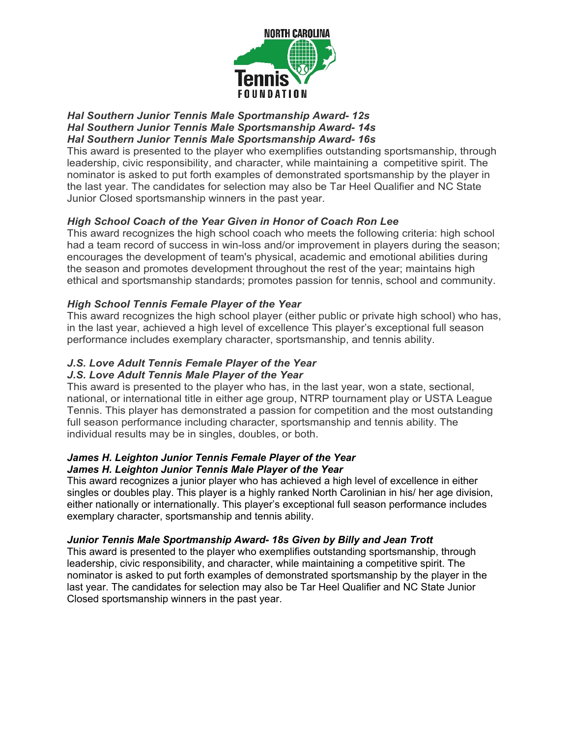### *Hal Southern Junior Tennis Male Sportmanship Award- 12s*
### *Hal Southern Junior Tennis Male Sportsmanship Award- 14s*
### *Hal Southern Junior Tennis Male Sportsmanship Award- 16s*

This award is presented to the player who exemplifies outstanding sportsmanship, through leadership, civic responsibility, and character, while maintaining a competitive spirit. The nominator is asked to put forth examples of demonstrated sportsmanship by the player in the last year. The candidates for selection may also be Tar Heel Qualifier and NC State Junior Closed sportsmanship winners in the past year.

### *High School Coach of the Year Given in Honor of Coach Ron Lee*

This award recognizes the high school coach who meets the following criteria: high school had a team record of success in win-loss and/or improvement in players during the season; encourages the development of team's physical, academic and emotional abilities during the season and promotes development throughout the rest of the year; maintains high ethical and sportsmanship standards; promotes passion for tennis, school and community.

### *High School Tennis Female Player of the Year*

This award recognizes the high school player (either public or private high school) who has, in the last year, achieved a high level of excellence This player's exceptional full season performance includes exemplary character, sportsmanship, and tennis ability.

### *J.S. Love Adult Tennis Female Player of the Year*
### *J.S. Love Adult Tennis Male Player of the Year*

This award is presented to the player who has, in the last year, won a state, sectional, national, or international title in either age group, NTRP tournament play or USTA League Tennis. This player has demonstrated a passion for competition and the most outstanding full season performance including character, sportsmanship and tennis ability. The individual results may be in singles, doubles, or both.

### *James H. Leighton Junior Tennis Female Player of the Year*
### *James H. Leighton Junior Tennis Male Player of the Year*

This award recognizes a junior player who has achieved a high level of excellence in either singles or doubles play. This player is a highly ranked North Carolinian in his/ her age division, either nationally or internationally. This player's exceptional full season performance includes exemplary character, sportsmanship and tennis ability.

### *Junior Tennis Male Sportmanship Award- 18s Given by Billy and Jean Trott*

This award is presented to the player who exemplifies outstanding sportsmanship, through leadership, civic responsibility, and character, while maintaining a competitive spirit. The nominator is asked to put forth examples of demonstrated sportsmanship by the player in the last year. The candidates for selection may also be Tar Heel Qualifier and NC State Junior Closed sportsmanship winners in the past year.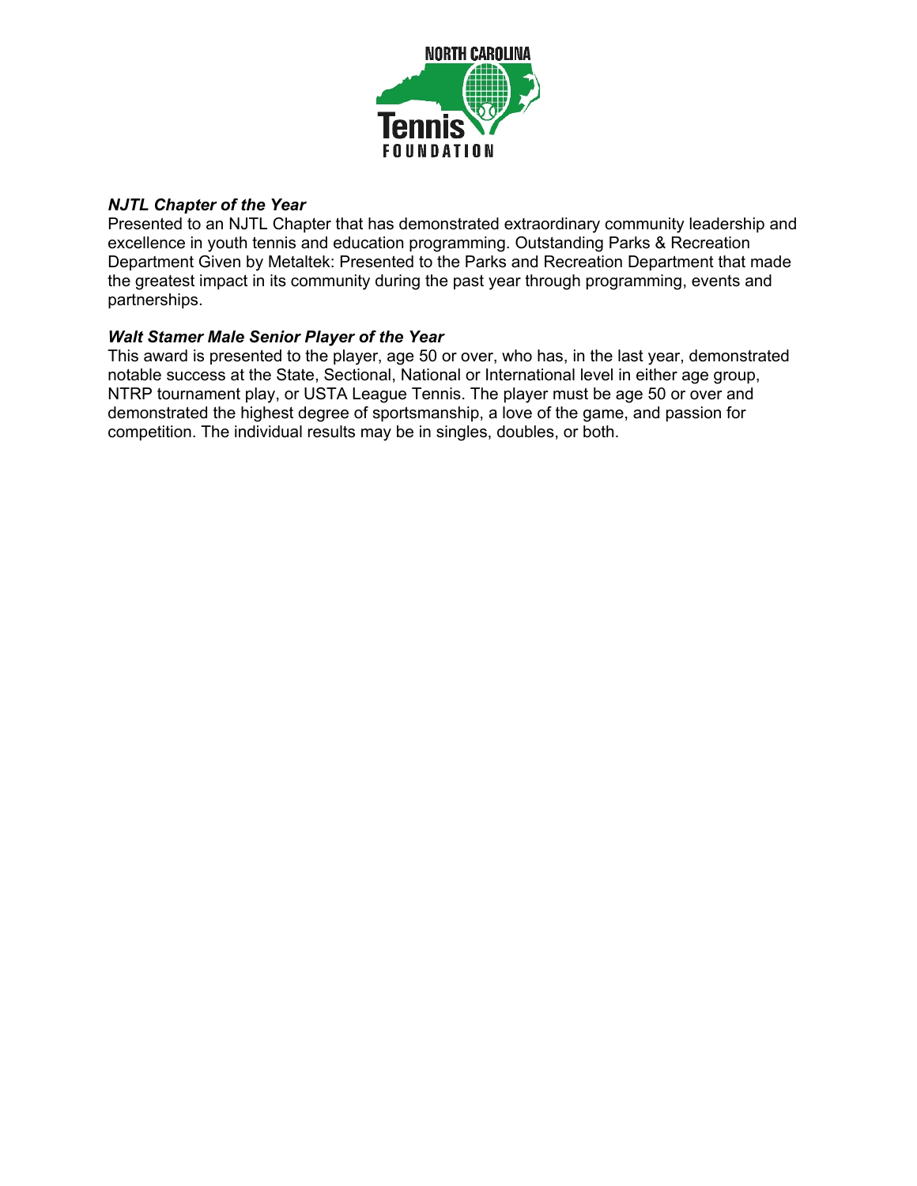*NJTL Chapter of the Year*
Presented to an NJTL Chapter that has demonstrated extraordinary community leadership and excellence in youth tennis and education programming. Outstanding Parks & Recreation Department Given by Metaltek: Presented to the Parks and Recreation Department that made the greatest impact in its community during the past year through programming, events and partnerships.

*Walt Stamer Male Senior Player of the Year*
This award is presented to the player, age 50 or over, who has, in the last year, demonstrated notable success at the State, Sectional, National or International level in either age group, NTRP tournament play, or USTA League Tennis. The player must be age 50 or over and demonstrated the highest degree of sportsmanship, a love of the game, and passion for competition. The individual results may be in singles, doubles, or both.